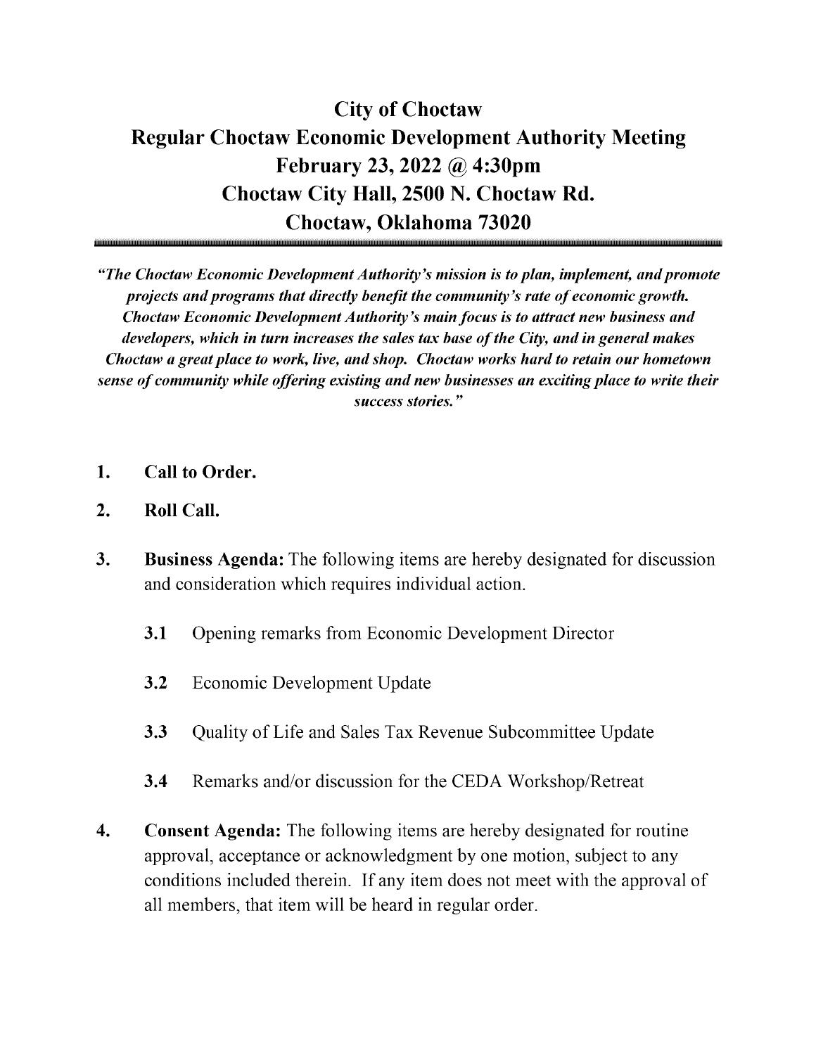# City of Choctaw
# Regular Choctaw Economic Development Authority Meeting
# February 23, 2022 @ 4:30pm
# Choctaw City Hall, 2500 N. Choctaw Rd.
# Choctaw, Oklahoma 73020

***"The Choctaw Economic Development Authority's mission is to plan, implement, and promote projects and programs that directly benefit the community's rate of economic growth. Choctaw Economic Development Authority's main focus is to attract new business and developers, which in turn increases the sales tax base of the City, and in general makes Choctaw a great place to work, live, and shop. Choctaw works hard to retain our hometown sense of community while offering existing and new businesses an exciting place to write their success stories."***

1. **Call to Order.**

2. **Roll Call.**

3. **Business Agenda:** The following items are hereby designated for discussion and consideration which requires individual action.

   **3.1** Opening remarks from Economic Development Director

   **3.2** Economic Development Update

   **3.3** Quality of Life and Sales Tax Revenue Subcommittee Update

   **3.4** Remarks and/or discussion for the CEDA Workshop/Retreat

4. **Consent Agenda:** The following items are hereby designated for routine approval, acceptance or acknowledgment by one motion, subject to any conditions included therein. If any item does not meet with the approval of all members, that item will be heard in regular order.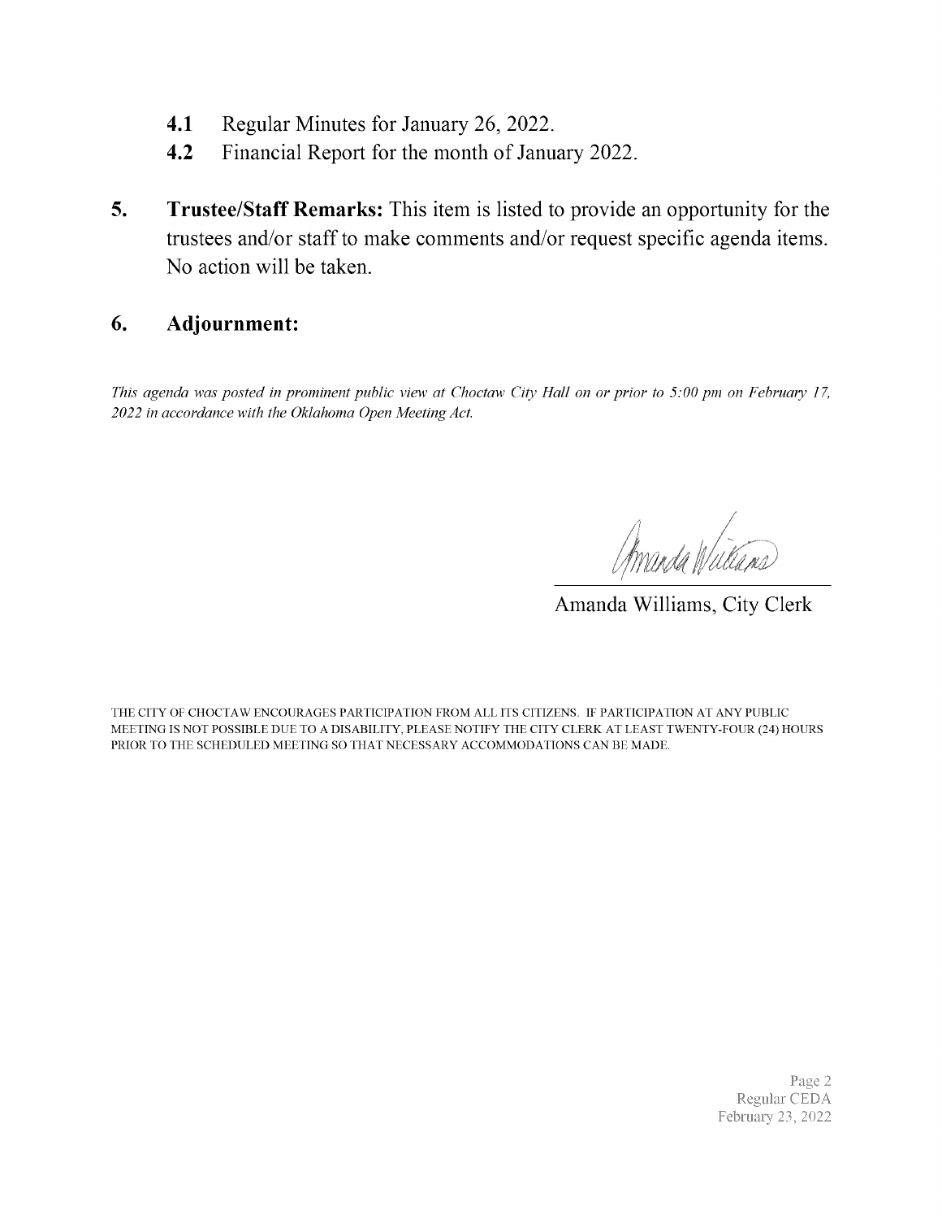**4.1** Regular Minutes for January 26, 2022.

**4.2** Financial Report for the month of January 2022.

**5. Trustee/Staff Remarks:** This item is listed to provide an opportunity for the trustees and/or staff to make comments and/or request specific agenda items. No action will be taken.

**6. Adjournment:**

*This agenda was posted in prominent public view at Choctaw City Hall on or prior to 5:00 pm on February 17, 2022 in accordance with the Oklahoma Open Meeting Act.*

Amanda Williams, City Clerk

THE CITY OF CHOCTAW ENCOURAGES PARTICIPATION FROM ALL ITS CITIZENS. IF PARTICIPATION AT ANY PUBLIC MEETING IS NOT POSSIBLE DUE TO A DISABILITY, PLEASE NOTIFY THE CITY CLERK AT LEAST TWENTY-FOUR (24) HOURS PRIOR TO THE SCHEDULED MEETING SO THAT NECESSARY ACCOMMODATIONS CAN BE MADE.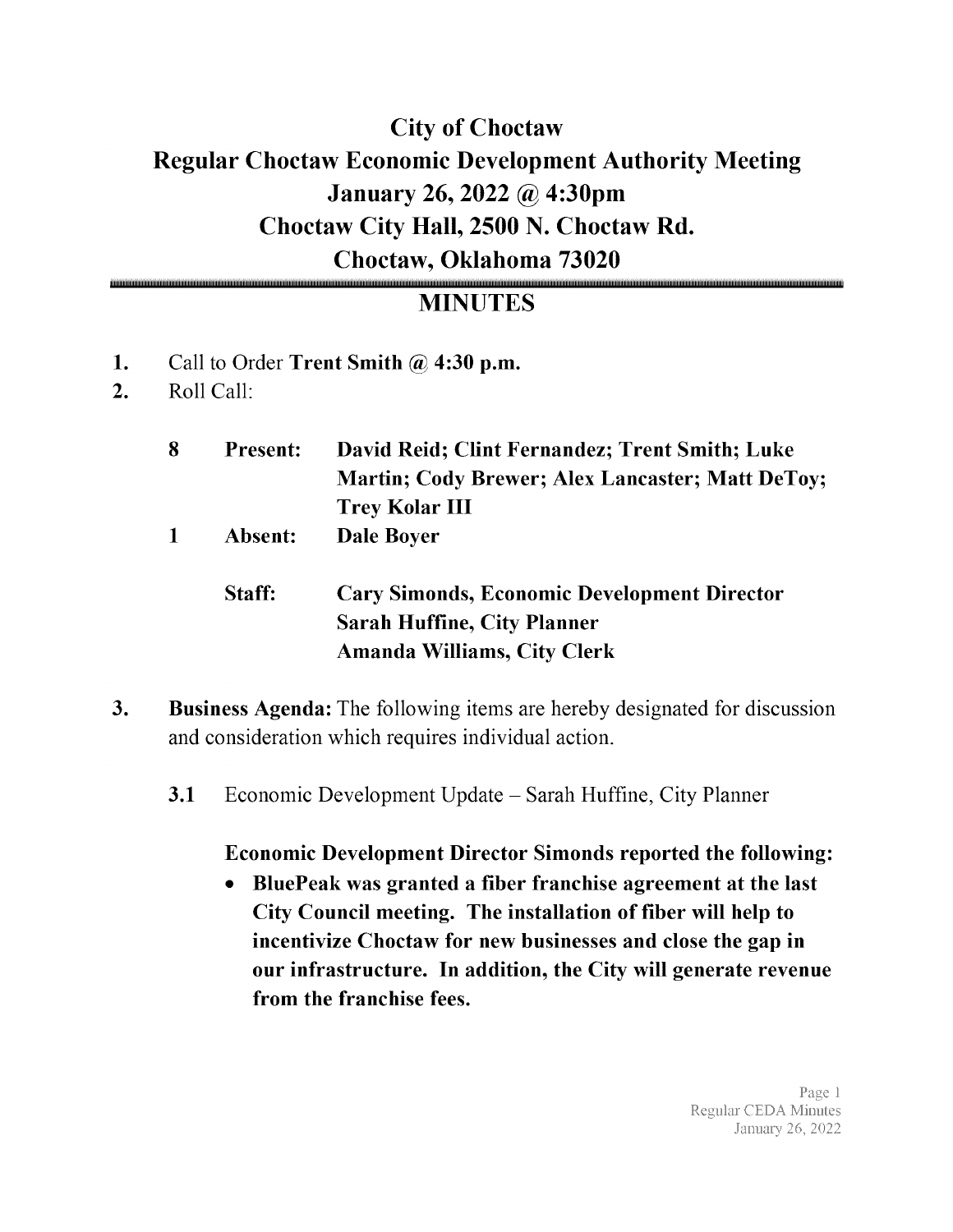# City of Choctaw
## Regular Choctaw Economic Development Authority Meeting
## January 26, 2022 @ 4:30pm
## Choctaw City Hall, 2500 N. Choctaw Rd.
## Choctaw, Oklahoma 73020

## MINUTES

1. Call to Order **Trent Smith @ 4:30 p.m.**
2. Roll Call:

| | | |
|---|---|---|
| **8** | **Present:** | **David Reid; Clint Fernandez; Trent Smith; Luke Martin; Cody Brewer; Alex Lancaster; Matt DeToy; Trey Kolar III** |
| **1** | **Absent:** | **Dale Boyer** |
| | **Staff:** | **Cary Simonds, Economic Development Director**<br>**Sarah Huffine, City Planner**<br>**Amanda Williams, City Clerk** |

3. **Business Agenda:** The following items are hereby designated for discussion and consideration which requires individual action.

   **3.1** Economic Development Update – Sarah Huffine, City Planner

   **Economic Development Director Simonds reported the following:**

   - **BluePeak was granted a fiber franchise agreement at the last City Council meeting. The installation of fiber will help to incentivize Choctaw for new businesses and close the gap in our infrastructure. In addition, the City will generate revenue from the franchise fees.**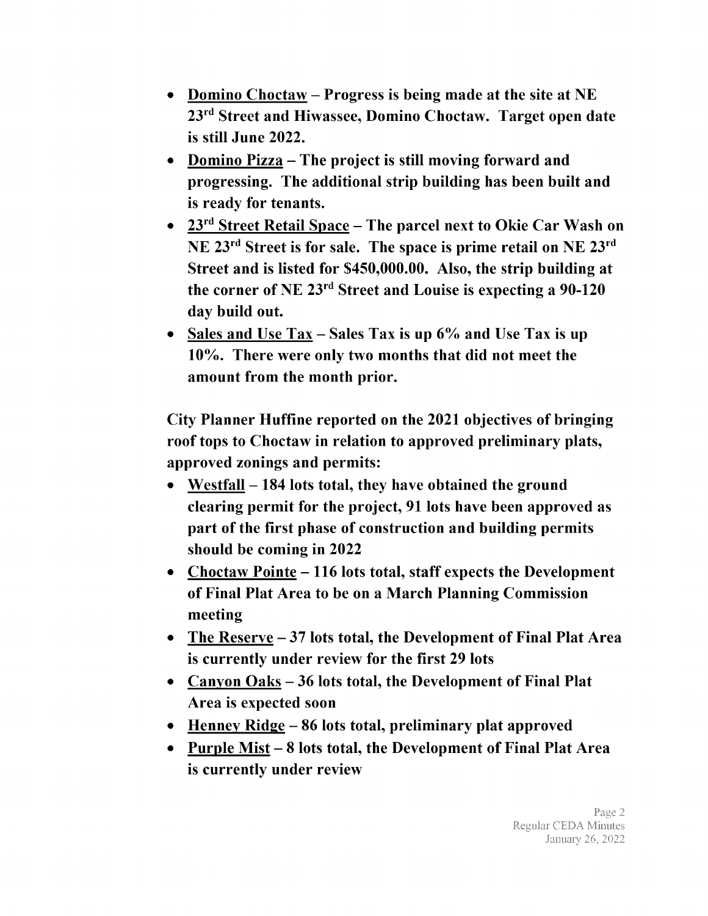- **<u>Domino Choctaw</u> – Progress is being made at the site at NE 23rd Street and Hiwassee, Domino Choctaw. Target open date is still June 2022.**
- **<u>Domino Pizza</u> – The project is still moving forward and progressing. The additional strip building has been built and is ready for tenants.**
- **<u>23rd Street Retail Space</u> – The parcel next to Okie Car Wash on NE 23rd Street is for sale. The space is prime retail on NE 23rd Street and is listed for $450,000.00. Also, the strip building at the corner of NE 23rd Street and Louise is expecting a 90-120 day build out.**
- **<u>Sales and Use Tax</u> – Sales Tax is up 6% and Use Tax is up 10%. There were only two months that did not meet the amount from the month prior.**

**City Planner Huffine reported on the 2021 objectives of bringing roof tops to Choctaw in relation to approved preliminary plats, approved zonings and permits:**

- **<u>Westfall</u> – 184 lots total, they have obtained the ground clearing permit for the project, 91 lots have been approved as part of the first phase of construction and building permits should be coming in 2022**
- **<u>Choctaw Pointe</u> – 116 lots total, staff expects the Development of Final Plat Area to be on a March Planning Commission meeting**
- **<u>The Reserve</u> – 37 lots total, the Development of Final Plat Area is currently under review for the first 29 lots**
- **<u>Canyon Oaks</u> – 36 lots total, the Development of Final Plat Area is expected soon**
- **<u>Henney Ridge</u> – 86 lots total, preliminary plat approved**
- **<u>Purple Mist</u> – 8 lots total, the Development of Final Plat Area is currently under review**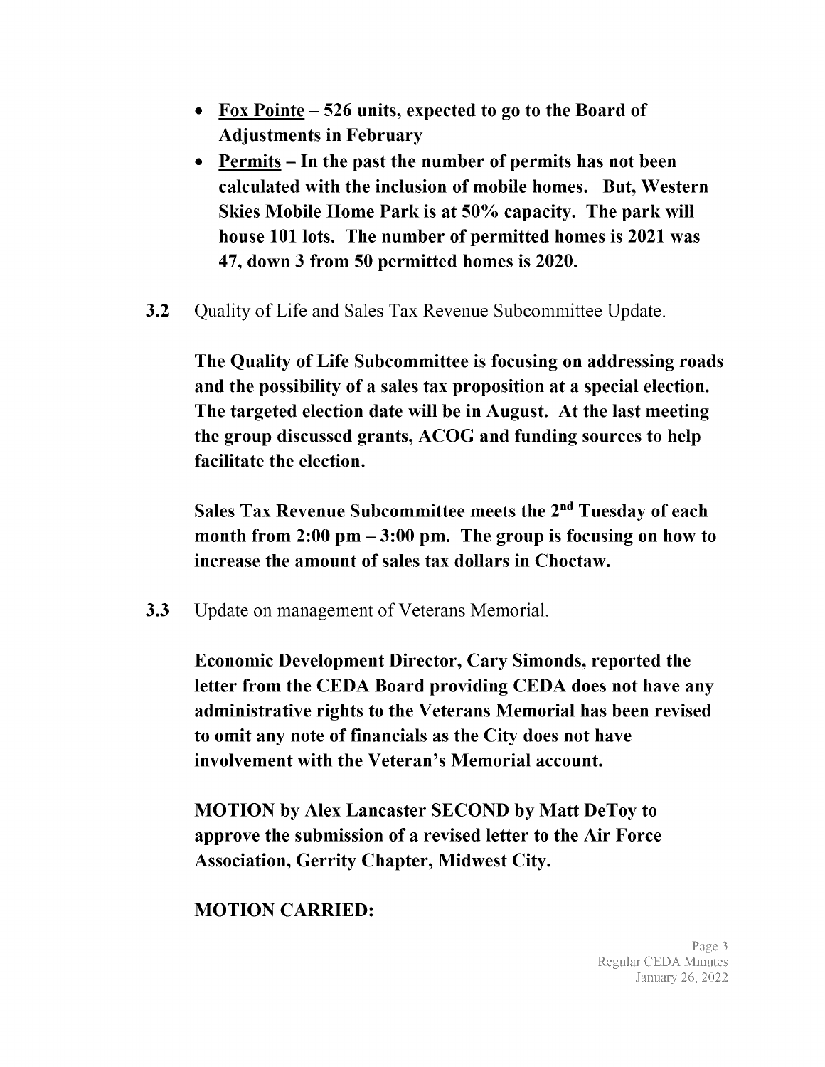- **<u>Fox Pointe</u> – 526 units, expected to go to the Board of Adjustments in February**
- **<u>Permits</u> – In the past the number of permits has not been calculated with the inclusion of mobile homes. But, Western Skies Mobile Home Park is at 50% capacity. The park will house 101 lots. The number of permitted homes is 2021 was 47, down 3 from 50 permitted homes is 2020.**

**3.2** Quality of Life and Sales Tax Revenue Subcommittee Update.

**The Quality of Life Subcommittee is focusing on addressing roads and the possibility of a sales tax proposition at a special election. The targeted election date will be in August. At the last meeting the group discussed grants, ACOG and funding sources to help facilitate the election.**

**Sales Tax Revenue Subcommittee meets the 2nd Tuesday of each month from 2:00 pm – 3:00 pm. The group is focusing on how to increase the amount of sales tax dollars in Choctaw.**

**3.3** Update on management of Veterans Memorial.

**Economic Development Director, Cary Simonds, reported the letter from the CEDA Board providing CEDA does not have any administrative rights to the Veterans Memorial has been revised to omit any note of financials as the City does not have involvement with the Veteran's Memorial account.**

**MOTION by Alex Lancaster SECOND by Matt DeToy to approve the submission of a revised letter to the Air Force Association, Gerrity Chapter, Midwest City.**

**MOTION CARRIED:**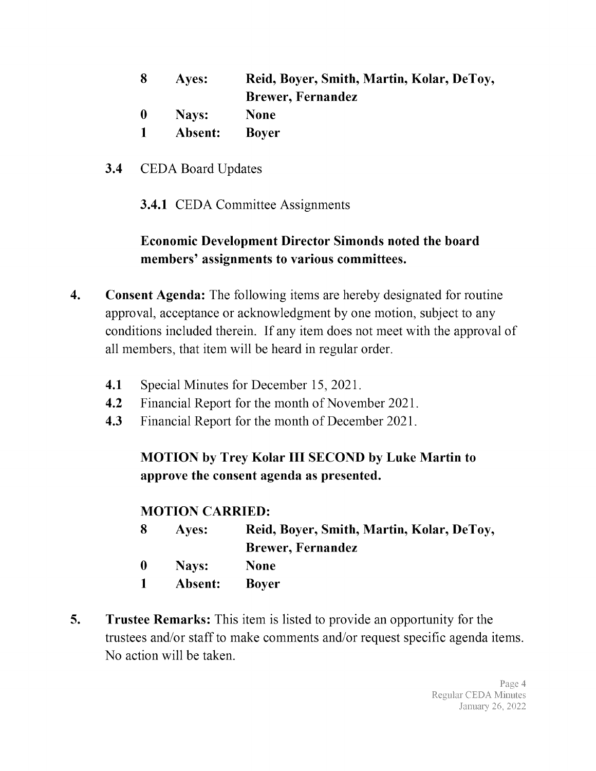| | | |
|---|---|---|
| **8** | **Ayes:** | **Reid, Boyer, Smith, Martin, Kolar, DeToy, Brewer, Fernandez** |
| **0** | **Nays:** | **None** |
| **1** | **Absent:** | **Boyer** |

**3.4** CEDA Board Updates

**3.4.1** CEDA Committee Assignments

**Economic Development Director Simonds noted the board members' assignments to various committees.**

**4.** **Consent Agenda:** The following items are hereby designated for routine approval, acceptance or acknowledgment by one motion, subject to any conditions included therein. If any item does not meet with the approval of all members, that item will be heard in regular order.

**4.1** Special Minutes for December 15, 2021.
**4.2** Financial Report for the month of November 2021.
**4.3** Financial Report for the month of December 2021.

**MOTION by Trey Kolar III SECOND by Luke Martin to approve the consent agenda as presented.**

**MOTION CARRIED:**

| | | |
|---|---|---|
| **8** | **Ayes:** | **Reid, Boyer, Smith, Martin, Kolar, DeToy, Brewer, Fernandez** |
| **0** | **Nays:** | **None** |
| **1** | **Absent:** | **Boyer** |

**5.** **Trustee Remarks:** This item is listed to provide an opportunity for the trustees and/or staff to make comments and/or request specific agenda items. No action will be taken.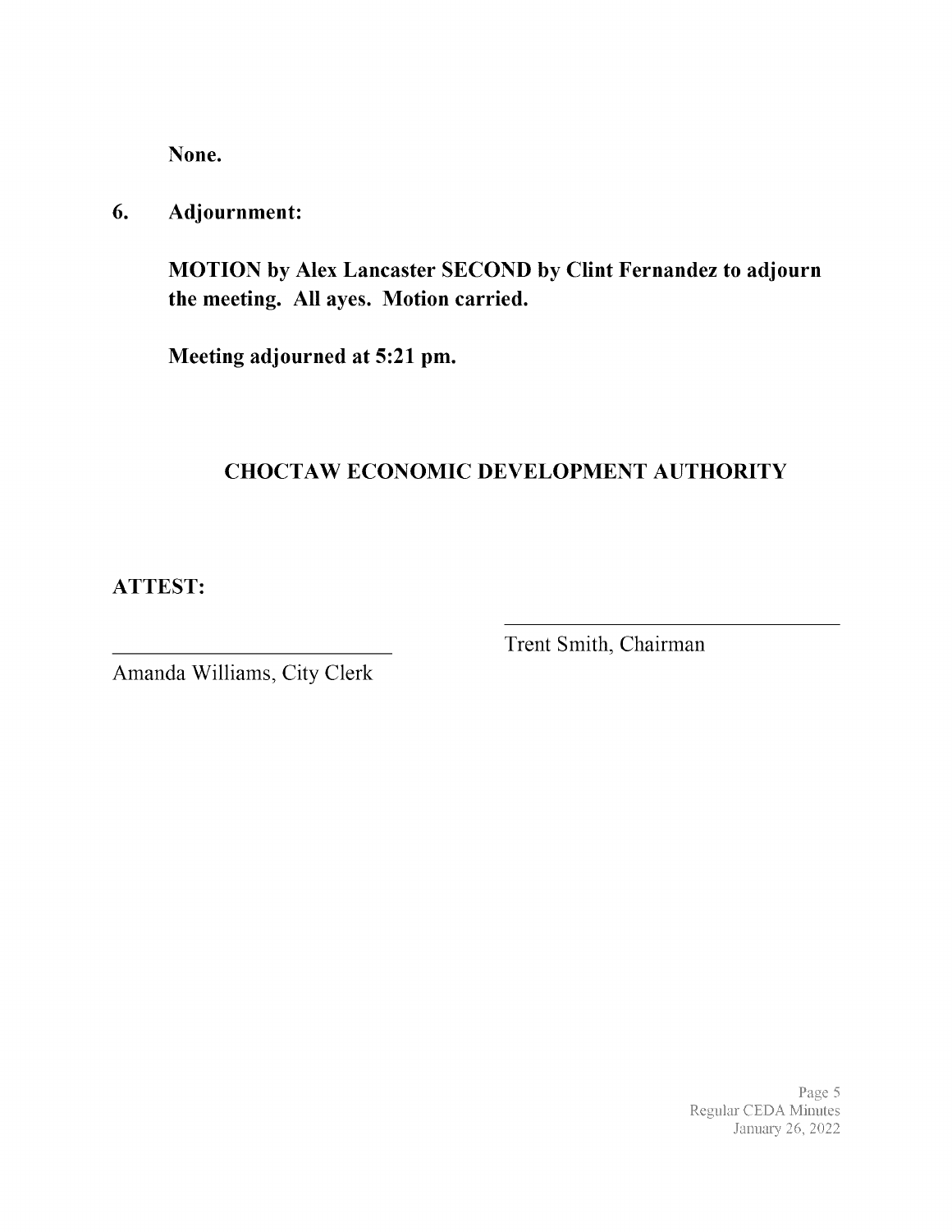**None.**

**6. Adjournment:**

**MOTION by Alex Lancaster SECOND by Clint Fernandez to adjourn the meeting. All ayes. Motion carried.**

**Meeting adjourned at 5:21 pm.**

**CHOCTAW ECONOMIC DEVELOPMENT AUTHORITY**

**ATTEST:**

______________________________
Trent Smith, Chairman

______________________________
Amanda Williams, City Clerk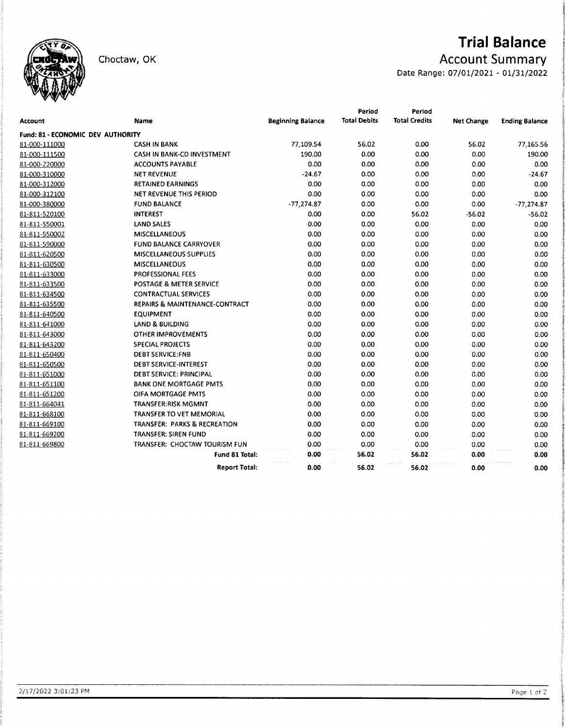Choctaw, OK

# Trial Balance

## Account Summary

Date Range: 07/01/2021 - 01/31/2022

| Account | Name | Beginning Balance | Period Total Debits | Period Total Credits | Net Change | Ending Balance |
|---|---|---|---|---|---|---|
| **Fund: 81 - ECONOMIC DEV AUTHORITY** | | | | | | |
| 81-000-111000 | CASH IN BANK | 77,109.54 | 56.02 | 0.00 | 56.02 | 77,165.56 |
| 81-000-111500 | CASH IN BANK-CD INVESTMENT | 190.00 | 0.00 | 0.00 | 0.00 | 190.00 |
| 81-000-220000 | ACCOUNTS PAYABLE | 0.00 | 0.00 | 0.00 | 0.00 | 0.00 |
| 81-000-310000 | NET REVENUE | -24.67 | 0.00 | 0.00 | 0.00 | -24.67 |
| 81-000-312000 | RETAINED EARNINGS | 0.00 | 0.00 | 0.00 | 0.00 | 0.00 |
| 81-000-312100 | NET REVENUE THIS PERIOD | 0.00 | 0.00 | 0.00 | 0.00 | 0.00 |
| 81-000-380000 | FUND BALANCE | -77,274.87 | 0.00 | 0.00 | 0.00 | -77,274.87 |
| 81-811-520100 | INTEREST | 0.00 | 0.00 | 56.02 | -56.02 | -56.02 |
| 81-811-550001 | LAND SALES | 0.00 | 0.00 | 0.00 | 0.00 | 0.00 |
| 81-811-550002 | MISCELLANEOUS | 0.00 | 0.00 | 0.00 | 0.00 | 0.00 |
| 81-811-590000 | FUND BALANCE CARRYOVER | 0.00 | 0.00 | 0.00 | 0.00 | 0.00 |
| 81-811-620500 | MISCELLANEOUS SUPPLIES | 0.00 | 0.00 | 0.00 | 0.00 | 0.00 |
| 81-811-630500 | MISCELLANEOUS | 0.00 | 0.00 | 0.00 | 0.00 | 0.00 |
| 81-811-633000 | PROFESSIONAL FEES | 0.00 | 0.00 | 0.00 | 0.00 | 0.00 |
| 81-811-633500 | POSTAGE & METER SERVICE | 0.00 | 0.00 | 0.00 | 0.00 | 0.00 |
| 81-811-634500 | CONTRACTUAL SERVICES | 0.00 | 0.00 | 0.00 | 0.00 | 0.00 |
| 81-811-635500 | REPAIRS & MAINTENANCE-CONTRACT | 0.00 | 0.00 | 0.00 | 0.00 | 0.00 |
| 81-811-640500 | EQUIPMENT | 0.00 | 0.00 | 0.00 | 0.00 | 0.00 |
| 81-811-641000 | LAND & BUILDING | 0.00 | 0.00 | 0.00 | 0.00 | 0.00 |
| 81-811-643000 | OTHER IMPROVEMENTS | 0.00 | 0.00 | 0.00 | 0.00 | 0.00 |
| 81-811-643200 | SPECIAL PROJECTS | 0.00 | 0.00 | 0.00 | 0.00 | 0.00 |
| 81-811-650400 | DEBT SERVICE:FNB | 0.00 | 0.00 | 0.00 | 0.00 | 0.00 |
| 81-811-650500 | DEBT SERVICE-INTEREST | 0.00 | 0.00 | 0.00 | 0.00 | 0.00 |
| 81-811-651000 | DEBT SERVICE: PRINCIPAL | 0.00 | 0.00 | 0.00 | 0.00 | 0.00 |
| 81-811-651100 | BANK ONE MORTGAGE PMTS | 0.00 | 0.00 | 0.00 | 0.00 | 0.00 |
| 81-811-651200 | OIFA MORTGAGE PMTS | 0.00 | 0.00 | 0.00 | 0.00 | 0.00 |
| 81-811-664041 | TRANSFER:RISK MGMNT | 0.00 | 0.00 | 0.00 | 0.00 | 0.00 |
| 81-811-668100 | TRANSFER TO VET MEMORIAL | 0.00 | 0.00 | 0.00 | 0.00 | 0.00 |
| 81-811-669100 | TRANSFER: PARKS & RECREATION | 0.00 | 0.00 | 0.00 | 0.00 | 0.00 |
| 81-811-669200 | TRANSFER: SIREN FUND | 0.00 | 0.00 | 0.00 | 0.00 | 0.00 |
| 81-811-669800 | TRANSFER: CHOCTAW TOURISM FUN | 0.00 | 0.00 | 0.00 | 0.00 | 0.00 |
| | **Fund 81 Total:** | **0.00** | **56.02** | **56.02** | **0.00** | **0.00** |
| | **Report Total:** | **0.00** | **56.02** | **56.02** | **0.00** | **0.00** |

2/17/2022 3:01:23 PM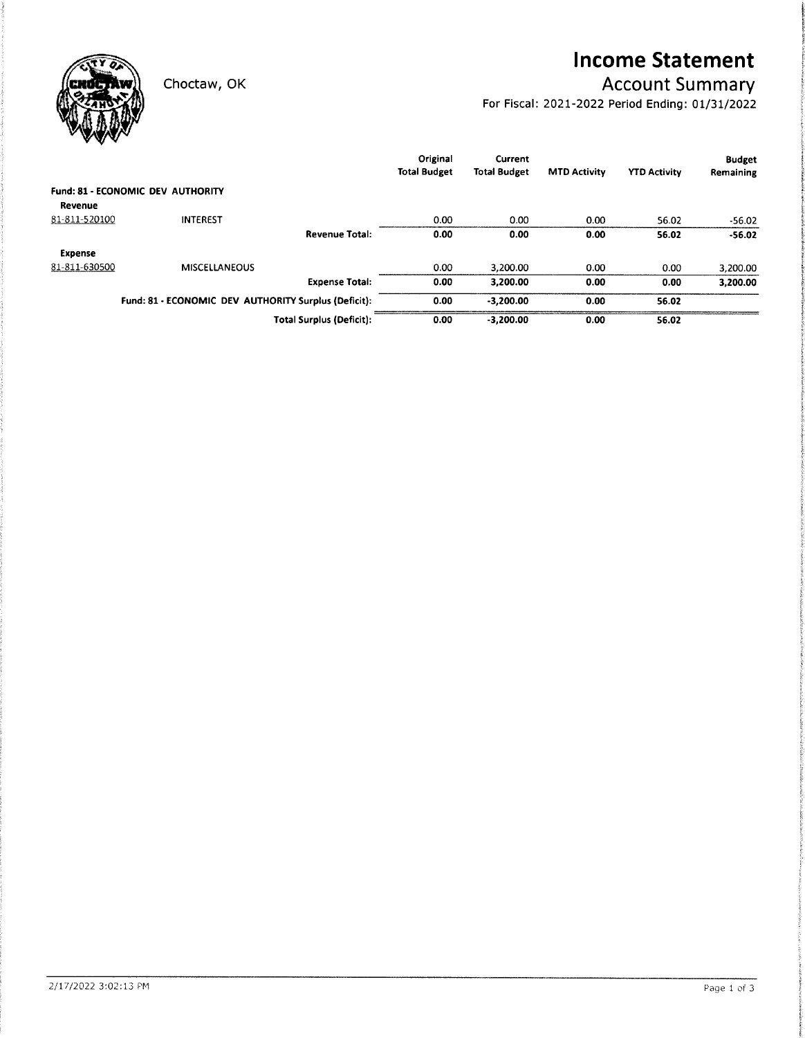Choctaw, OK

# Income Statement

## Account Summary

For Fiscal: 2021-2022 Period Ending: 01/31/2022

| | | Original Total Budget | Current Total Budget | MTD Activity | YTD Activity | Budget Remaining |
|---|---|---|---|---|---|---|
| **Fund: 81 - ECONOMIC DEV AUTHORITY** | | | | | | |
| **Revenue** | | | | | | |
| 81-811-520100 | INTEREST | 0.00 | 0.00 | 0.00 | 56.02 | -56.02 |
| | **Revenue Total:** | **0.00** | **0.00** | **0.00** | **56.02** | **-56.02** |
| **Expense** | | | | | | |
| 81-811-630500 | MISCELLANEOUS | 0.00 | 3,200.00 | 0.00 | 0.00 | 3,200.00 |
| | **Expense Total:** | **0.00** | **3,200.00** | **0.00** | **0.00** | **3,200.00** |
| | **Fund: 81 - ECONOMIC DEV AUTHORITY Surplus (Deficit):** | **0.00** | **-3,200.00** | **0.00** | **56.02** | |
| | **Total Surplus (Deficit):** | **0.00** | **-3,200.00** | **0.00** | **56.02** | |